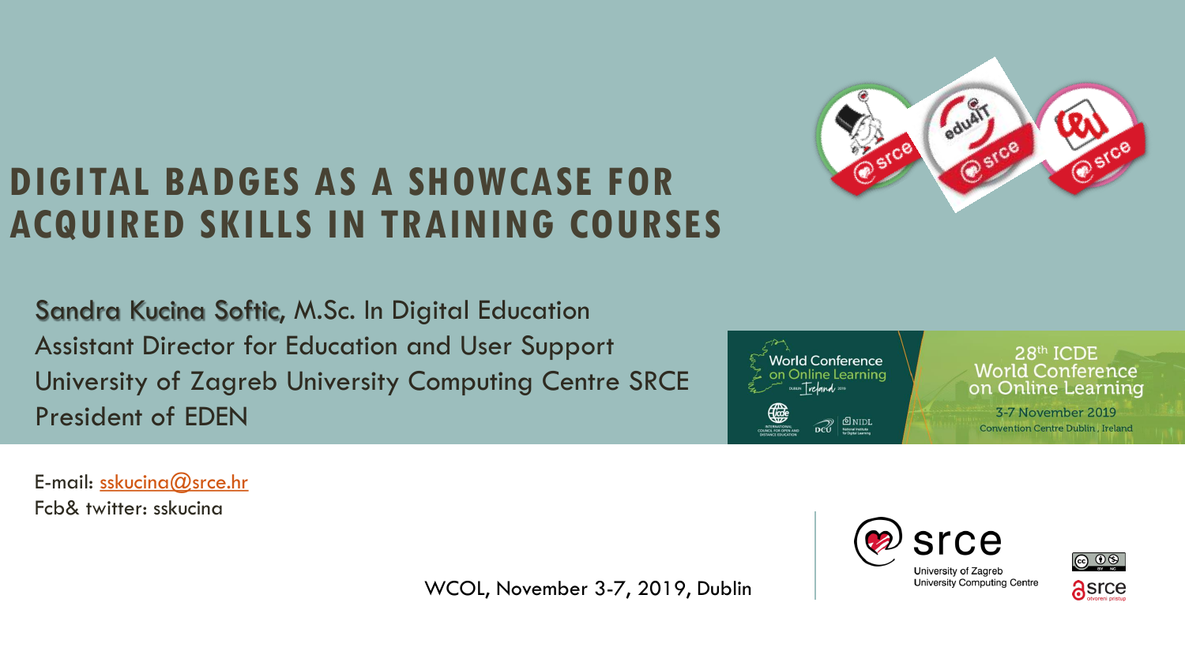# DIGITAL BADGES AS A SHOWCASE FOR ACQUIRED SKILLS IN TRAINING COURSES

Sandra Kucina Softic, M.Sc. In Digital Education
Assistant Director for Education and User Support
University of Zagreb University Computing Centre SRCE
President of EDEN

E-mail: sskucina@srce.hr
Fcb& twitter: sskucina

WCOL, November 3-7, 2019, Dublin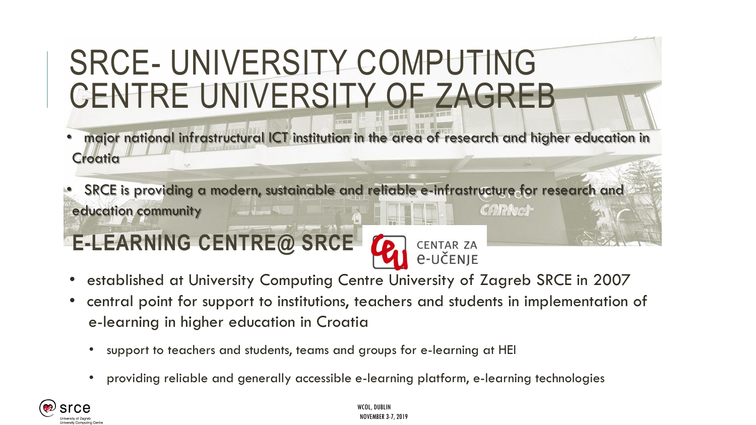# SRCE- UNIVERSITY COMPUTING CENTRE UNIVERSITY OF ZAGREB

- major national infrastructural ICT institution in the area of research and higher education in Croatia
- SRCE is providing a modern, sustainable and reliable e-infrastructure for research and education community

## E-LEARNING CENTRE@ SRCE

CENTAR ZA e-UČENJE

- established at University Computing Centre University of Zagreb SRCE in 2007
- central point for support to institutions, teachers and students in implementation of e-learning in higher education in Croatia
  - support to teachers and students, teams and groups for e-learning at HEI
  - providing reliable and generally accessible e-learning platform, e-learning technologies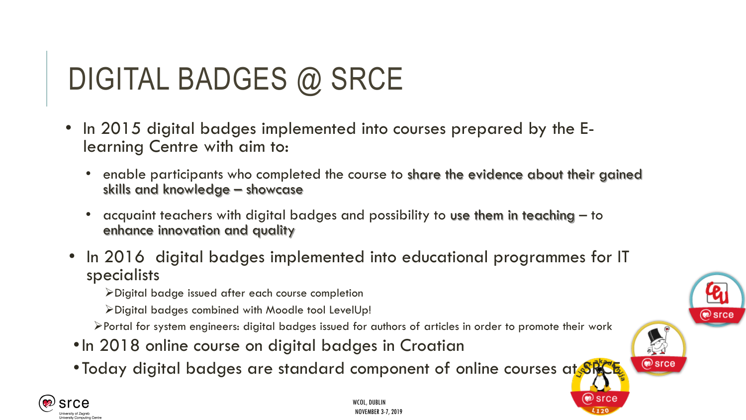# DIGITAL BADGES @ SRCE

- In 2015 digital badges implemented into courses prepared by the E-learning Centre with aim to:
  - enable participants who completed the course to **share the evidence about their gained skills and knowledge – showcase**
  - acquaint teachers with digital badges and possibility to **use them in teaching** – to **enhance innovation and quality**
- In 2016 digital badges implemented into educational programmes for IT specialists
  - Digital badge issued after each course completion
  - Digital badges combined with Moodle tool LevelUp!
  - Portal for system engineers: digital badges issued for authors of articles in order to promote their work
- In 2018 online course on digital badges in Croatian
- Today digital badges are standard component of online courses at SRCE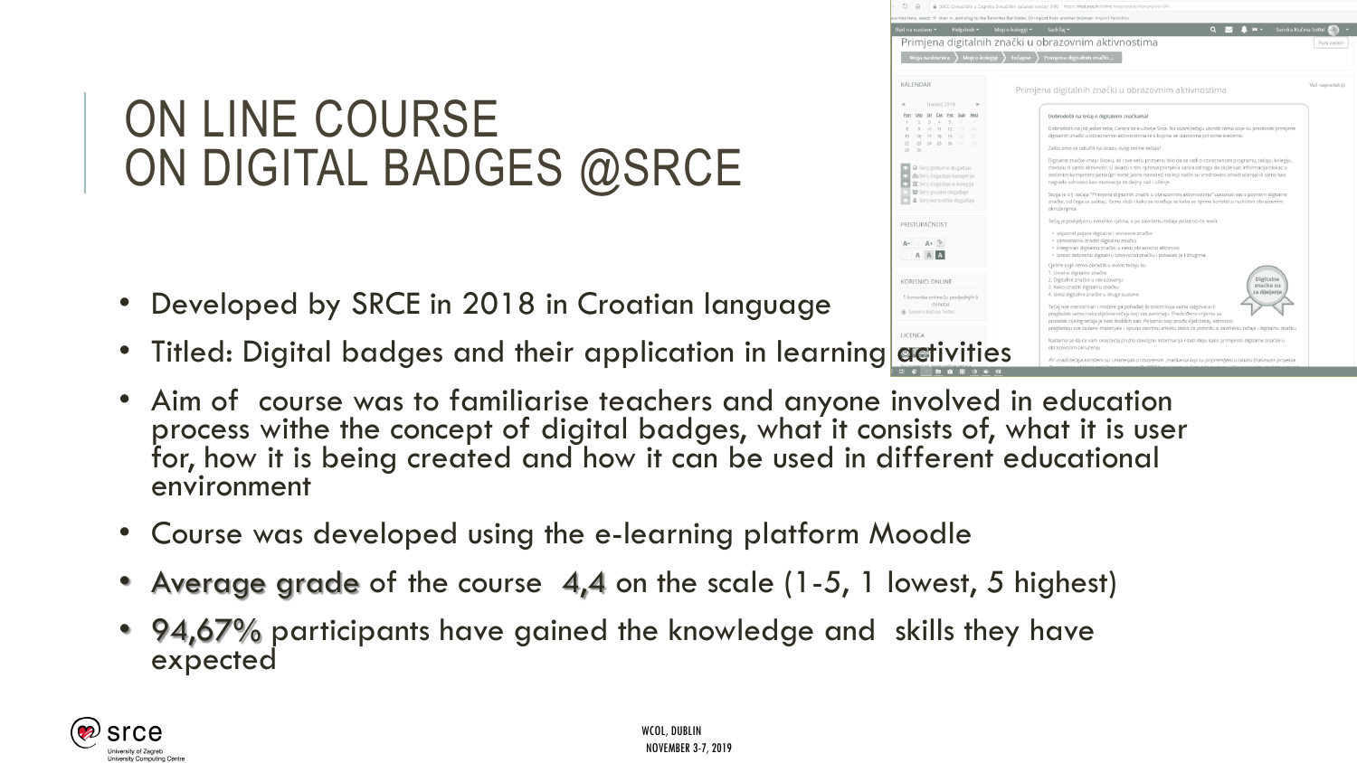# ON LINE COURSE ON DIGITAL BADGES @SRCE

- Developed by SRCE in 2018 in Croatian language
- Titled: Digital badges and their application in learning activities
- Aim of course was to familiarise teachers and anyone involved in education process withe the concept of digital badges, what it consists of, what it is user for, how it is being created and how it can be used in different educational environment
- Course was developed using the e-learning platform Moodle
- **Average grade** of the course **4,4** on the scale (1-5, 1 lowest, 5 highest)
- **94,67%** participants have gained the knowledge and skills they have expected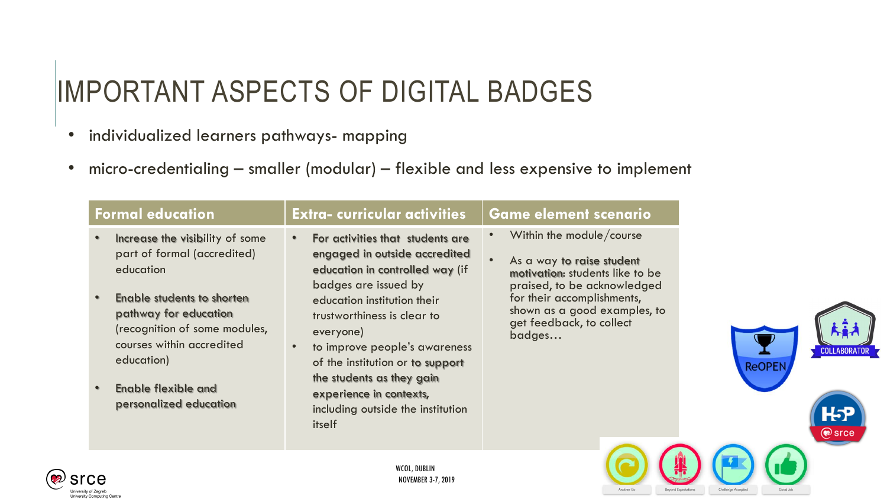# IMPORTANT ASPECTS OF DIGITAL BADGES

- individualized learners pathways- mapping
- micro-credentialing – smaller (modular) – flexible and less expensive to implement

| Formal education | Extra- curricular activities | Game element scenario |
|---|---|---|
| • **Increase the visibility** of some part of formal (accredited) education<br><br>• **Enable students to shorten pathway for education** (recognition of some modules, courses within accredited education)<br><br>• **Enable flexible and personalized education** | • **For activities that students are engaged in outside accredited education in controlled way** (if badges are issued by education institution their trustworthiness is clear to everyone)<br>• to improve people's awareness of the institution or **to support the students as they gain experience in contexts,** including outside the institution itself | • Within the module/course<br><br>• As a way **to raise student motivation:** students like to be praised, to be acknowledged for their accomplishments, shown as a good examples, to get feedback, to collect badges… |

WCOL, DUBLIN
NOVEMBER 3-7, 2019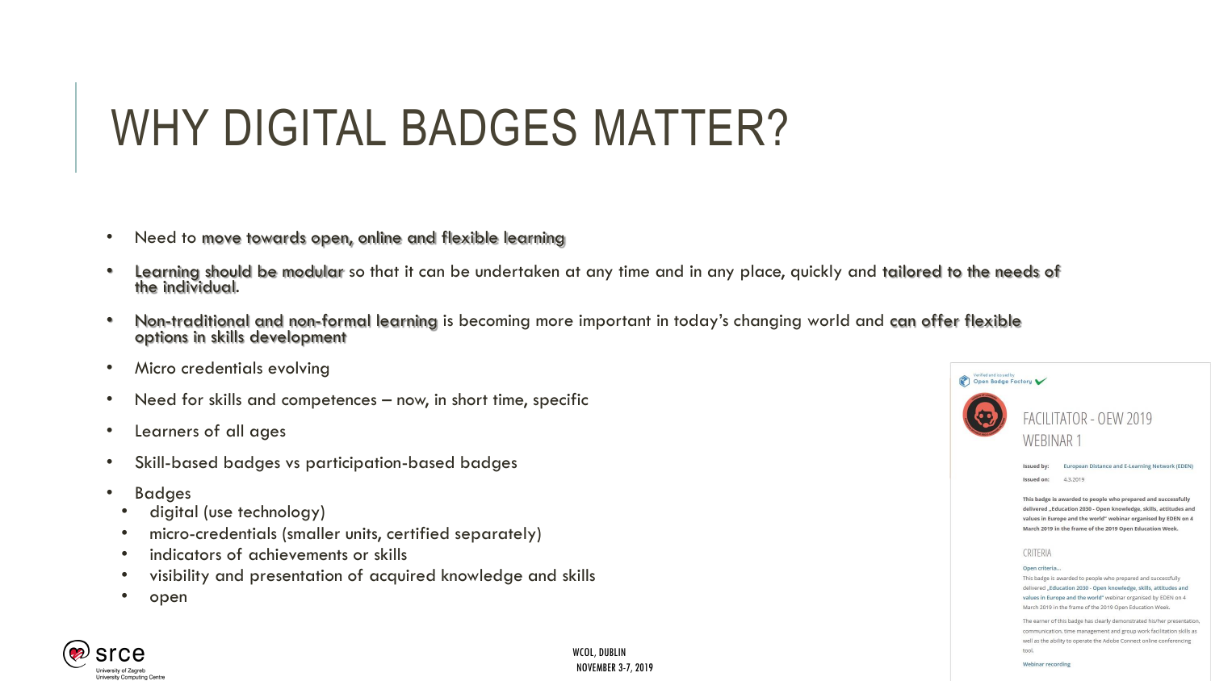# WHY DIGITAL BADGES MATTER?

- Need to **move towards open, online and flexible learning**
- **Learning should be modular** so that it can be undertaken at any time and in any place, quickly and **tailored to the needs of the individual**.
- **Non-traditional and non-formal learning** is becoming more important in today's changing world and **can offer flexible options in skills development**
- Micro credentials evolving
- Need for skills and competences – now, in short time, specific
- Learners of all ages
- Skill-based badges vs participation-based badges
- Badges
  - digital (use technology)
  - micro-credentials (smaller units, certified separately)
  - indicators of achievements or skills
  - visibility and presentation of acquired knowledge and skills
  - open

Verified and issued by Open Badge Factory

FACILITATOR - OEW 2019 WEBINAR 1

**Issued by:** European Distance and E-Learning Network (EDEN)

**Issued on:** 4.3.2019

**This badge is awarded to people who prepared and successfully delivered „Education 2030 - Open knowledge, skills, attitudes and values in Europe and the world" webinar organised by EDEN on 4 March 2019 in the frame of the 2019 Open Education Week.**

CRITERIA

Open criteria...

This badge is awarded to people who prepared and successfully delivered „Education 2030 - Open knowledge, skills, attitudes and values in Europe and the world" webinar organised by EDEN on 4 March 2019 in the frame of the 2019 Open Education Week.

The earner of this badge has clearly demonstrated his/her presentation, communication, time management and group work facilitation skills as well as the ability to operate the Adobe Connect online conferencing tool.

Webinar recording

WCOL, DUBLIN
NOVEMBER 3-7, 2019